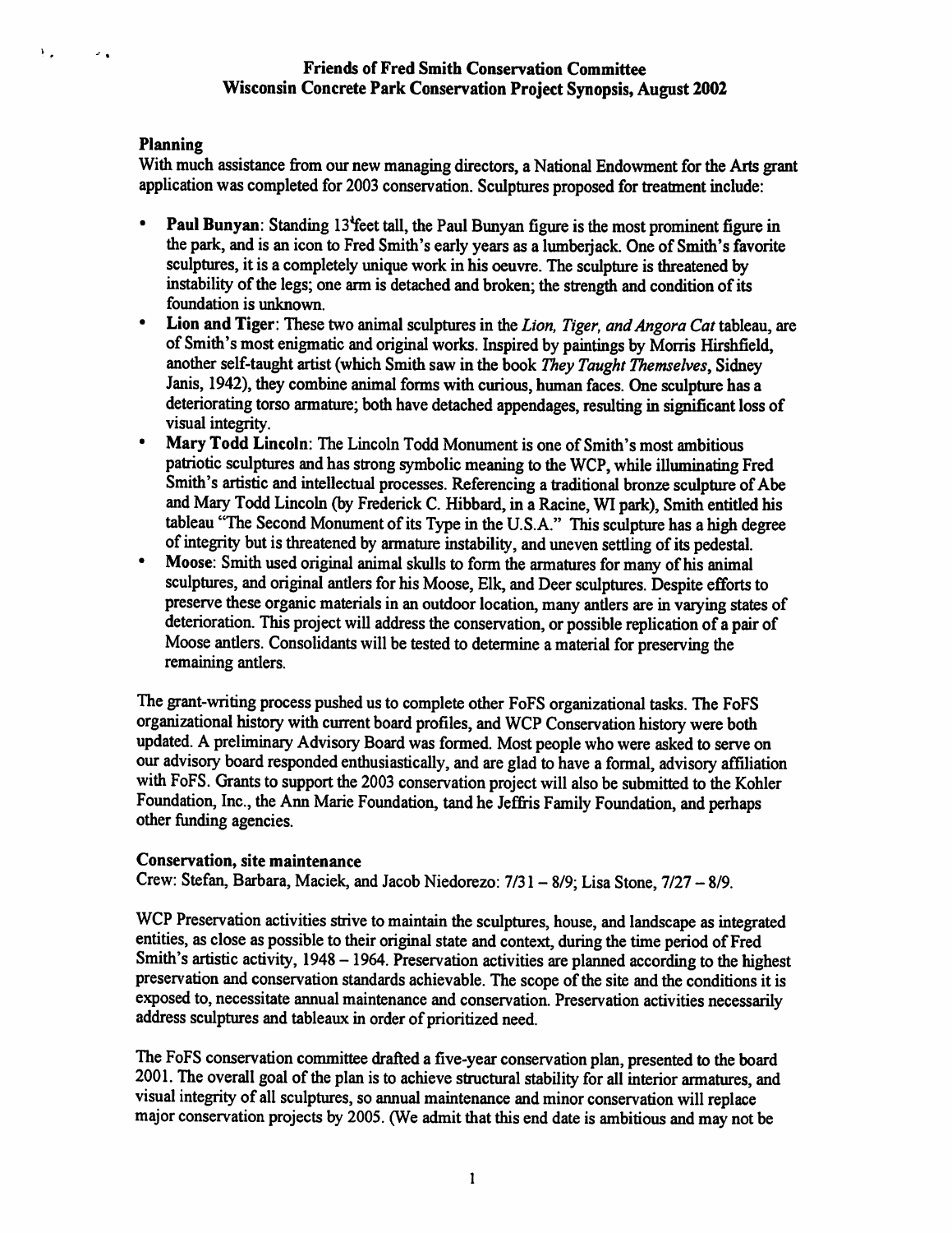**Friends of Fred Smith Conservation Committee**
**Wisconsin Concrete Park Conservation Project Synopsis, August 2002**

## Planning

With much assistance from our new managing directors, a National Endowment for the Arts grant application was completed for 2003 conservation. Sculptures proposed for treatment include:

- **Paul Bunyan**: Standing 13 feet tall, the Paul Bunyan figure is the most prominent figure in the park, and is an icon to Fred Smith's early years as a lumberjack. One of Smith's favorite sculptures, it is a completely unique work in his oeuvre. The sculpture is threatened by instability of the legs; one arm is detached and broken; the strength and condition of its foundation is unknown.
- **Lion and Tiger**: These two animal sculptures in the *Lion, Tiger, and Angora Cat* tableau, are of Smith's most enigmatic and original works. Inspired by paintings by Morris Hirshfield, another self-taught artist (which Smith saw in the book *They Taught Themselves*, Sidney Janis, 1942), they combine animal forms with curious, human faces. One sculpture has a deteriorating torso armature; both have detached appendages, resulting in significant loss of visual integrity.
- **Mary Todd Lincoln**: The Lincoln Todd Monument is one of Smith's most ambitious patriotic sculptures and has strong symbolic meaning to the WCP, while illuminating Fred Smith's artistic and intellectual processes. Referencing a traditional bronze sculpture of Abe and Mary Todd Lincoln (by Frederick C. Hibbard, in a Racine, WI park), Smith entitled his tableau "The Second Monument of its Type in the U.S.A." This sculpture has a high degree of integrity but is threatened by armature instability, and uneven settling of its pedestal.
- **Moose**: Smith used original animal skulls to form the armatures for many of his animal sculptures, and original antlers for his Moose, Elk, and Deer sculptures. Despite efforts to preserve these organic materials in an outdoor location, many antlers are in varying states of deterioration. This project will address the conservation, or possible replication of a pair of Moose antlers. Consolidants will be tested to determine a material for preserving the remaining antlers.

The grant-writing process pushed us to complete other FoFS organizational tasks. The FoFS organizational history with current board profiles, and WCP Conservation history were both updated. A preliminary Advisory Board was formed. Most people who were asked to serve on our advisory board responded enthusiastically, and are glad to have a formal, advisory affiliation with FoFS. Grants to support the 2003 conservation project will also be submitted to the Kohler Foundation, Inc., the Ann Marie Foundation, tand he Jeffris Family Foundation, and perhaps other funding agencies.

## Conservation, site maintenance

Crew: Stefan, Barbara, Maciek, and Jacob Niedorezo: 7/31 – 8/9; Lisa Stone, 7/27 – 8/9.

WCP Preservation activities strive to maintain the sculptures, house, and landscape as integrated entities, as close as possible to their original state and context, during the time period of Fred Smith's artistic activity, 1948 – 1964. Preservation activities are planned according to the highest preservation and conservation standards achievable. The scope of the site and the conditions it is exposed to, necessitate annual maintenance and conservation. Preservation activities necessarily address sculptures and tableaux in order of prioritized need.

The FoFS conservation committee drafted a five-year conservation plan, presented to the board 2001. The overall goal of the plan is to achieve structural stability for all interior armatures, and visual integrity of all sculptures, so annual maintenance and minor conservation will replace major conservation projects by 2005. (We admit that this end date is ambitious and may not be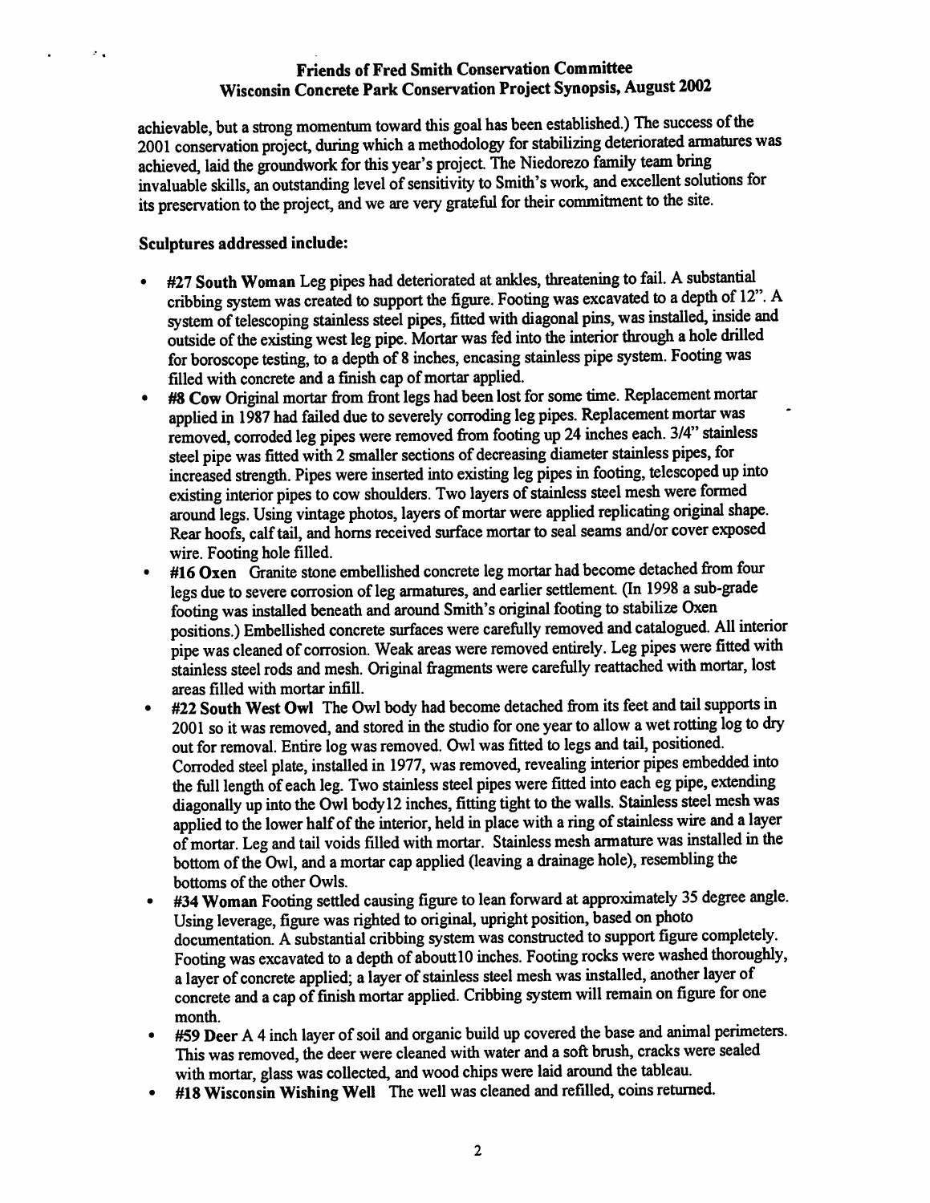achievable, but a strong momentum toward this goal has been established.) The success of the 2001 conservation project, during which a methodology for stabilizing deteriorated armatures was achieved, laid the groundwork for this year's project. The Niedorezo family team bring invaluable skills, an outstanding level of sensitivity to Smith's work, and excellent solutions for its preservation to the project, and we are very grateful for their commitment to the site.

**Sculptures addressed include:**

- **#27 South Woman** Leg pipes had deteriorated at ankles, threatening to fail. A substantial cribbing system was created to support the figure. Footing was excavated to a depth of 12". A system of telescoping stainless steel pipes, fitted with diagonal pins, was installed, inside and outside of the existing west leg pipe. Mortar was fed into the interior through a hole drilled for boroscope testing, to a depth of 8 inches, encasing stainless pipe system. Footing was filled with concrete and a finish cap of mortar applied.
- **#8 Cow** Original mortar from front legs had been lost for some time. Replacement mortar applied in 1987 had failed due to severely corroding leg pipes. Replacement mortar was removed, corroded leg pipes were removed from footing up 24 inches each. 3/4" stainless steel pipe was fitted with 2 smaller sections of decreasing diameter stainless pipes, for increased strength. Pipes were inserted into existing leg pipes in footing, telescoped up into existing interior pipes to cow shoulders. Two layers of stainless steel mesh were formed around legs. Using vintage photos, layers of mortar were applied replicating original shape. Rear hoofs, calf tail, and horns received surface mortar to seal seams and/or cover exposed wire. Footing hole filled.
- **#16 Oxen** Granite stone embellished concrete leg mortar had become detached from four legs due to severe corrosion of leg armatures, and earlier settlement. (In 1998 a sub-grade footing was installed beneath and around Smith's original footing to stabilize Oxen positions.) Embellished concrete surfaces were carefully removed and catalogued. All interior pipe was cleaned of corrosion. Weak areas were removed entirely. Leg pipes were fitted with stainless steel rods and mesh. Original fragments were carefully reattached with mortar, lost areas filled with mortar infill.
- **#22 South West Owl** The Owl body had become detached from its feet and tail supports in 2001 so it was removed, and stored in the studio for one year to allow a wet rotting log to dry out for removal. Entire log was removed. Owl was fitted to legs and tail, positioned. Corroded steel plate, installed in 1977, was removed, revealing interior pipes embedded into the full length of each leg. Two stainless steel pipes were fitted into each eg pipe, extending diagonally up into the Owl body12 inches, fitting tight to the walls. Stainless steel mesh was applied to the lower half of the interior, held in place with a ring of stainless wire and a layer of mortar. Leg and tail voids filled with mortar. Stainless mesh armature was installed in the bottom of the Owl, and a mortar cap applied (leaving a drainage hole), resembling the bottoms of the other Owls.
- **#34 Woman** Footing settled causing figure to lean forward at approximately 35 degree angle. Using leverage, figure was righted to original, upright position, based on photo documentation. A substantial cribbing system was constructed to support figure completely. Footing was excavated to a depth of aboutt10 inches. Footing rocks were washed thoroughly, a layer of concrete applied; a layer of stainless steel mesh was installed, another layer of concrete and a cap of finish mortar applied. Cribbing system will remain on figure for one month.
- **#59 Deer** A 4 inch layer of soil and organic build up covered the base and animal perimeters. This was removed, the deer were cleaned with water and a soft brush, cracks were sealed with mortar, glass was collected, and wood chips were laid around the tableau.
- **#18 Wisconsin Wishing Well** The well was cleaned and refilled, coins returned.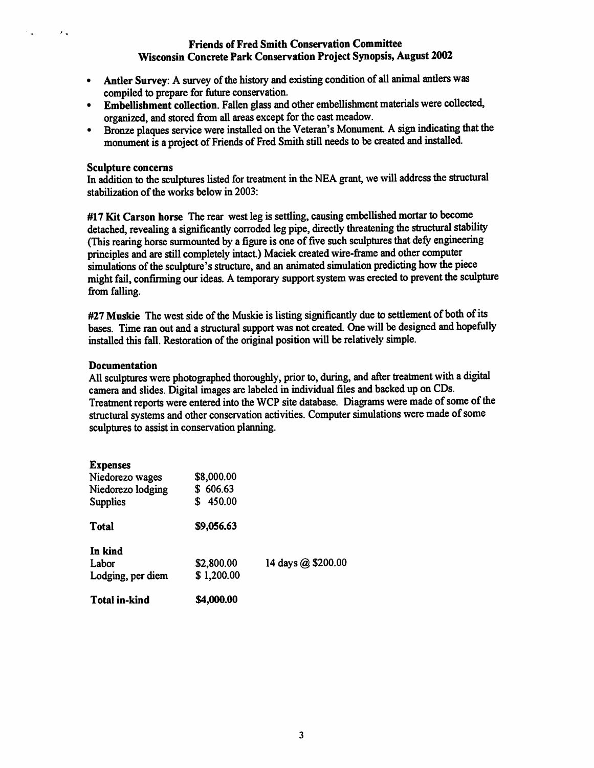**Friends of Fred Smith Conservation Committee**
**Wisconsin Concrete Park Conservation Project Synopsis, August 2002**

- **Antler Survey**: A survey of the history and existing condition of all animal antlers was compiled to prepare for future conservation.
- **Embellishment collection.** Fallen glass and other embellishment materials were collected, organized, and stored from all areas except for the east meadow.
- Bronze plaques service were installed on the Veteran's Monument. A sign indicating that the monument is a project of Friends of Fred Smith still needs to be created and installed.

### Sculpture concerns

In addition to the sculptures listed for treatment in the NEA grant, we will address the structural stabilization of the works below in 2003:

**#17 Kit Carson horse** The rear west leg is settling, causing embellished mortar to become detached, revealing a significantly corroded leg pipe, directly threatening the structural stability (This rearing horse surmounted by a figure is one of five such sculptures that defy engineering principles and are still completely intact.) Maciek created wire-frame and other computer simulations of the sculpture's structure, and an animated simulation predicting how the piece might fail, confirming our ideas. A temporary support system was erected to prevent the sculpture from falling.

**#27 Muskie** The west side of the Muskie is listing significantly due to settlement of both of its bases. Time ran out and a structural support was not created. One will be designed and hopefully installed this fall. Restoration of the original position will be relatively simple.

### Documentation

All sculptures were photographed thoroughly, prior to, during, and after treatment with a digital camera and slides. Digital images are labeled in individual files and backed up on CDs. Treatment reports were entered into the WCP site database. Diagrams were made of some of the structural systems and other conservation activities. Computer simulations were made of some sculptures to assist in conservation planning.

| **Expenses** | | |
|---|---|---|
| Niedorezo wages | $8,000.00 | |
| Niedorezo lodging | $ 606.63 | |
| Supplies | $ 450.00 | |
| **Total** | **$9,056.63** | |
| **In kind** | | |
| Labor | $2,800.00 | 14 days @ $200.00 |
| Lodging, per diem | $ 1,200.00 | |
| **Total in-kind** | **$4,000.00** | |